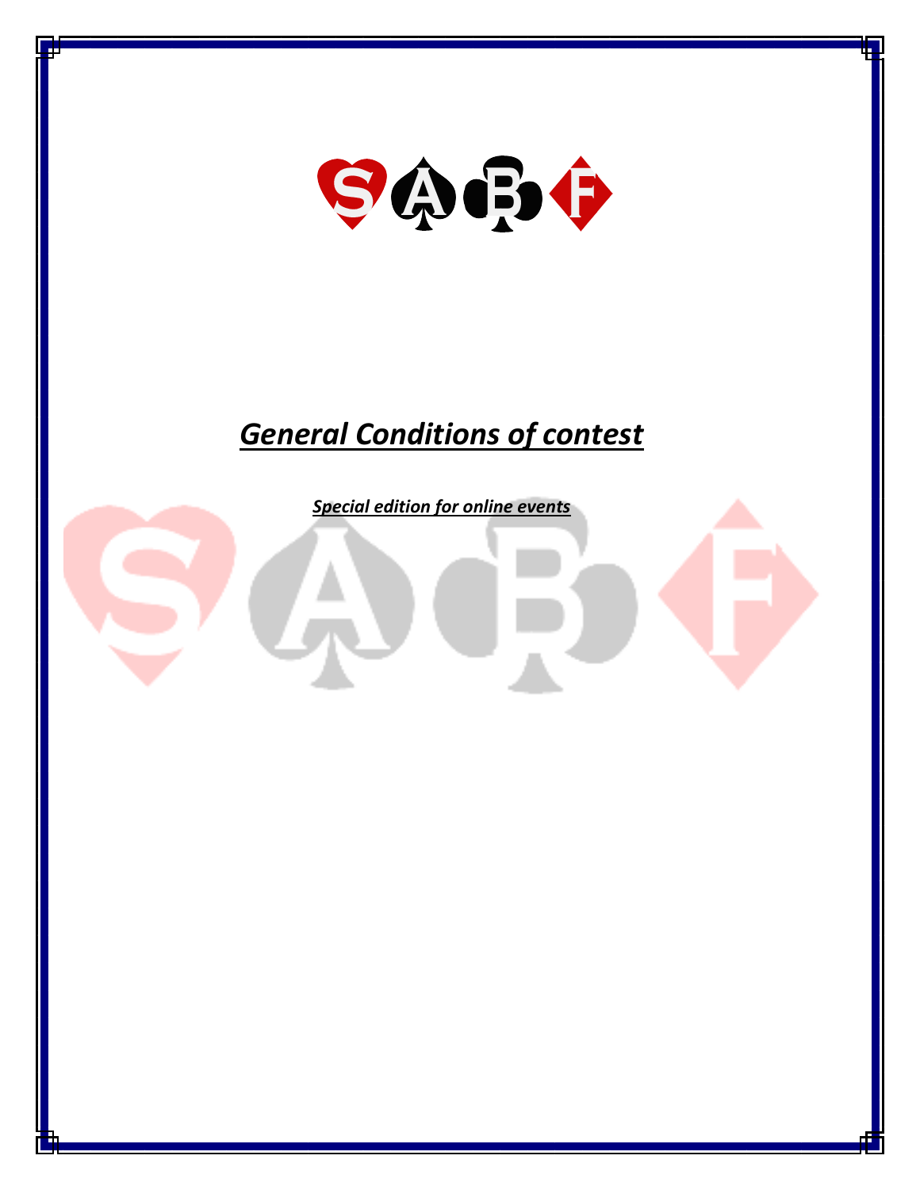# *General Conditions of contest*

***Special edition for online events***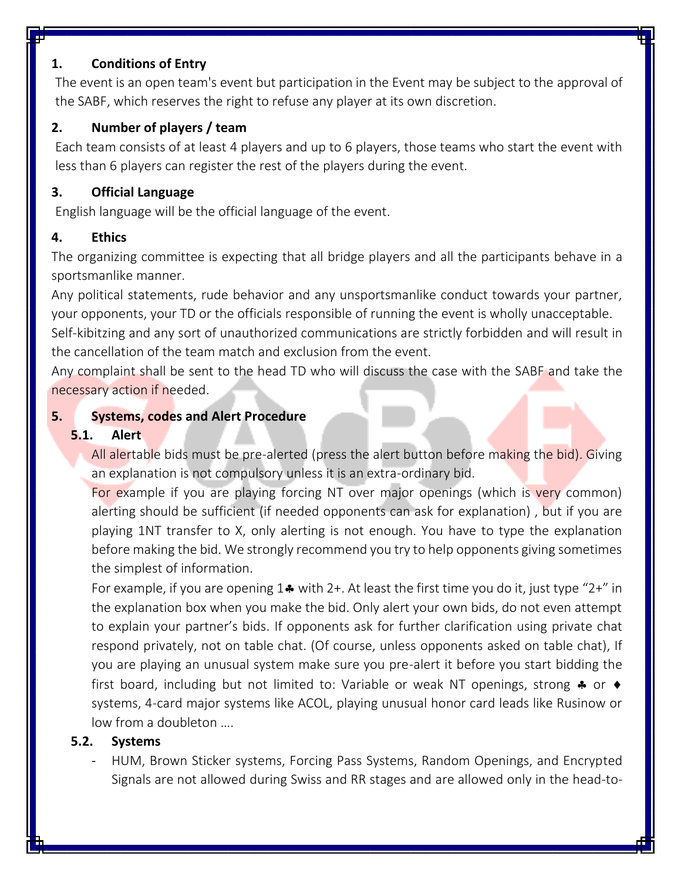## 1. Conditions of Entry

The event is an open team's event but participation in the Event may be subject to the approval of the SABF, which reserves the right to refuse any player at its own discretion.

## 2. Number of players / team

Each team consists of at least 4 players and up to 6 players, those teams who start the event with less than 6 players can register the rest of the players during the event.

## 3. Official Language

English language will be the official language of the event.

## 4. Ethics

The organizing committee is expecting that all bridge players and all the participants behave in a sportsmanlike manner.

Any political statements, rude behavior and any unsportsmanlike conduct towards your partner, your opponents, your TD or the officials responsible of running the event is wholly unacceptable.

Self-kibitzing and any sort of unauthorized communications are strictly forbidden and will result in the cancellation of the team match and exclusion from the event.

Any complaint shall be sent to the head TD who will discuss the case with the SABF and take the necessary action if needed.

## 5. Systems, codes and Alert Procedure

### 5.1. Alert

All alertable bids must be pre-alerted (press the alert button before making the bid). Giving an explanation is not compulsory unless it is an extra-ordinary bid.

For example if you are playing forcing NT over major openings (which is very common) alerting should be sufficient (if needed opponents can ask for explanation) , but if you are playing 1NT transfer to X, only alerting is not enough. You have to type the explanation before making the bid. We strongly recommend you try to help opponents giving sometimes the simplest of information.

For example, if you are opening 1♣ with 2+. At least the first time you do it, just type "2+" in the explanation box when you make the bid. Only alert your own bids, do not even attempt to explain your partner's bids. If opponents ask for further clarification using private chat respond privately, not on table chat. (Of course, unless opponents asked on table chat), If you are playing an unusual system make sure you pre-alert it before you start bidding the first board, including but not limited to: Variable or weak NT openings, strong ♣ or ♦ systems, 4-card major systems like ACOL, playing unusual honor card leads like Rusinow or low from a doubleton ….

### 5.2. Systems

- HUM, Brown Sticker systems, Forcing Pass Systems, Random Openings, and Encrypted Signals are not allowed during Swiss and RR stages and are allowed only in the head-to-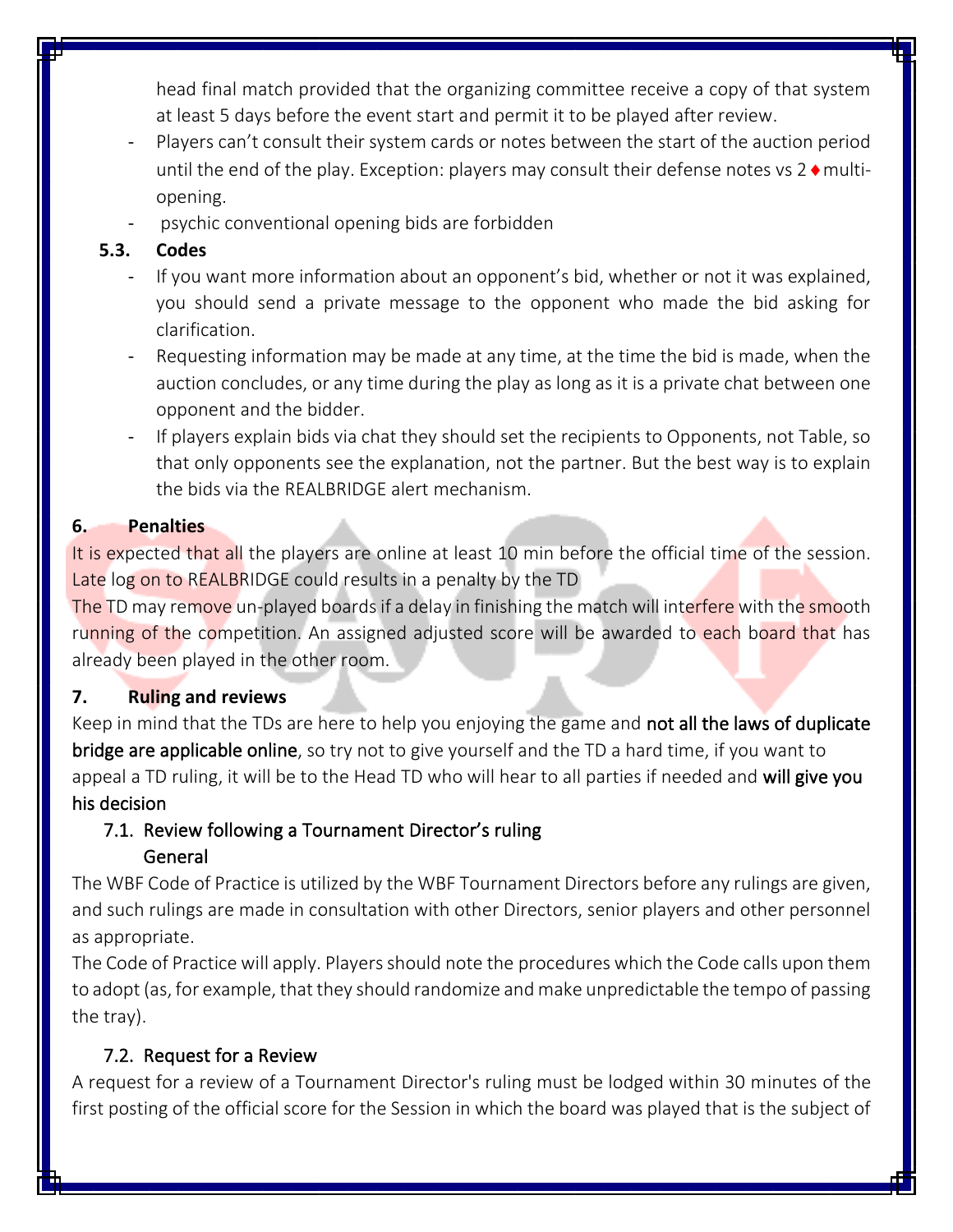head final match provided that the organizing committee receive a copy of that system at least 5 days before the event start and permit it to be played after review.

- Players can't consult their system cards or notes between the start of the auction period until the end of the play. Exception: players may consult their defense notes vs 2♦multi-opening.
- psychic conventional opening bids are forbidden

### 5.3. Codes

- If you want more information about an opponent's bid, whether or not it was explained, you should send a private message to the opponent who made the bid asking for clarification.
- Requesting information may be made at any time, at the time the bid is made, when the auction concludes, or any time during the play as long as it is a private chat between one opponent and the bidder.
- If players explain bids via chat they should set the recipients to Opponents, not Table, so that only opponents see the explanation, not the partner. But the best way is to explain the bids via the REALBRIDGE alert mechanism.

## 6. Penalties

It is expected that all the players are online at least 10 min before the official time of the session. Late log on to REALBRIDGE could results in a penalty by the TD

The TD may remove un-played boards if a delay in finishing the match will interfere with the smooth running of the competition. An assigned adjusted score will be awarded to each board that has already been played in the other room.

## 7. Ruling and reviews

Keep in mind that the TDs are here to help you enjoying the game and **not all the laws of duplicate bridge are applicable online**, so try not to give yourself and the TD a hard time, if you want to appeal a TD ruling, it will be to the Head TD who will hear to all parties if needed and **will give you his decision**

### 7.1. Review following a Tournament Director's ruling

General

The WBF Code of Practice is utilized by the WBF Tournament Directors before any rulings are given, and such rulings are made in consultation with other Directors, senior players and other personnel as appropriate.

The Code of Practice will apply. Players should note the procedures which the Code calls upon them to adopt (as, for example, that they should randomize and make unpredictable the tempo of passing the tray).

### 7.2. Request for a Review

A request for a review of a Tournament Director's ruling must be lodged within 30 minutes of the first posting of the official score for the Session in which the board was played that is the subject of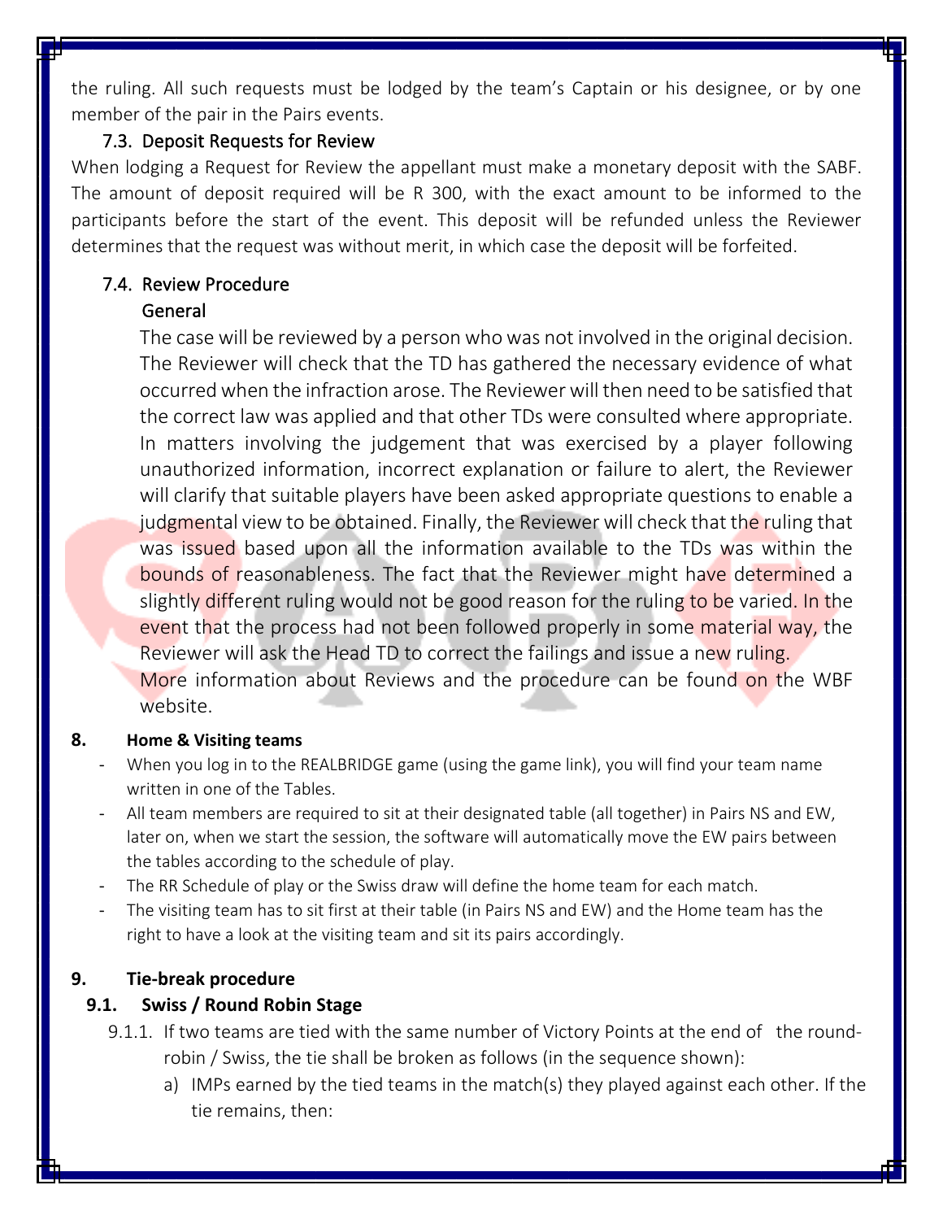the ruling. All such requests must be lodged by the team's Captain or his designee, or by one member of the pair in the Pairs events.

### 7.3. Deposit Requests for Review

When lodging a Request for Review the appellant must make a monetary deposit with the SABF. The amount of deposit required will be R 300, with the exact amount to be informed to the participants before the start of the event. This deposit will be refunded unless the Reviewer determines that the request was without merit, in which case the deposit will be forfeited.

### 7.4. Review Procedure

#### General

The case will be reviewed by a person who was not involved in the original decision. The Reviewer will check that the TD has gathered the necessary evidence of what occurred when the infraction arose. The Reviewer will then need to be satisfied that the correct law was applied and that other TDs were consulted where appropriate. In matters involving the judgement that was exercised by a player following unauthorized information, incorrect explanation or failure to alert, the Reviewer will clarify that suitable players have been asked appropriate questions to enable a judgmental view to be obtained. Finally, the Reviewer will check that the ruling that was issued based upon all the information available to the TDs was within the bounds of reasonableness. The fact that the Reviewer might have determined a slightly different ruling would not be good reason for the ruling to be varied. In the event that the process had not been followed properly in some material way, the Reviewer will ask the Head TD to correct the failings and issue a new ruling.

More information about Reviews and the procedure can be found on the WBF website.

## 8. Home & Visiting teams

- When you log in to the REALBRIDGE game (using the game link), you will find your team name written in one of the Tables.
- All team members are required to sit at their designated table (all together) in Pairs NS and EW, later on, when we start the session, the software will automatically move the EW pairs between the tables according to the schedule of play.
- The RR Schedule of play or the Swiss draw will define the home team for each match.
- The visiting team has to sit first at their table (in Pairs NS and EW) and the Home team has the right to have a look at the visiting team and sit its pairs accordingly.

## 9. Tie-break procedure

### 9.1. Swiss / Round Robin Stage

9.1.1. If two teams are tied with the same number of Victory Points at the end of the round-robin / Swiss, the tie shall be broken as follows (in the sequence shown):

a) IMPs earned by the tied teams in the match(s) they played against each other. If the tie remains, then: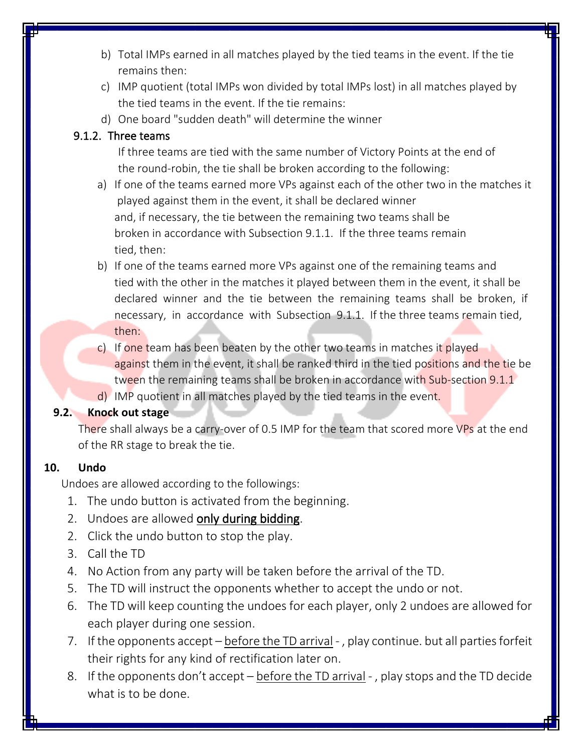b) Total IMPs earned in all matches played by the tied teams in the event. If the tie remains then:

c) IMP quotient (total IMPs won divided by total IMPs lost) in all matches played by the tied teams in the event. If the tie remains:

d) One board "sudden death" will determine the winner

#### 9.1.2. Three teams

If three teams are tied with the same number of Victory Points at the end of the round-robin, the tie shall be broken according to the following:

a) If one of the teams earned more VPs against each of the other two in the matches it played against them in the event, it shall be declared winner and, if necessary, the tie between the remaining two teams shall be broken in accordance with Subsection 9.1.1. If the three teams remain tied, then:

b) If one of the teams earned more VPs against one of the remaining teams and tied with the other in the matches it played between them in the event, it shall be declared winner and the tie between the remaining teams shall be broken, if necessary, in accordance with Subsection 9.1.1. If the three teams remain tied, then:

c) If one team has been beaten by the other two teams in matches it played against them in the event, it shall be ranked third in the tied positions and the tie be tween the remaining teams shall be broken in accordance with Sub-section 9.1.1

d) IMP quotient in all matches played by the tied teams in the event.

### 9.2. Knock out stage

There shall always be a carry-over of 0.5 IMP for the team that scored more VPs at the end of the RR stage to break the tie.

## 10. Undo

Undoes are allowed according to the followings:

1. The undo button is activated from the beginning.
2. Undoes are allowed <u>only during bidding</u>.
2. Click the undo button to stop the play.
3. Call the TD
4. No Action from any party will be taken before the arrival of the TD.
5. The TD will instruct the opponents whether to accept the undo or not.
6. The TD will keep counting the undoes for each player, only 2 undoes are allowed for each player during one session.
7. If the opponents accept – <u>before the TD arrival</u> - , play continue. but all parties forfeit their rights for any kind of rectification later on.
8. If the opponents don't accept – <u>before the TD arrival</u> - , play stops and the TD decide what is to be done.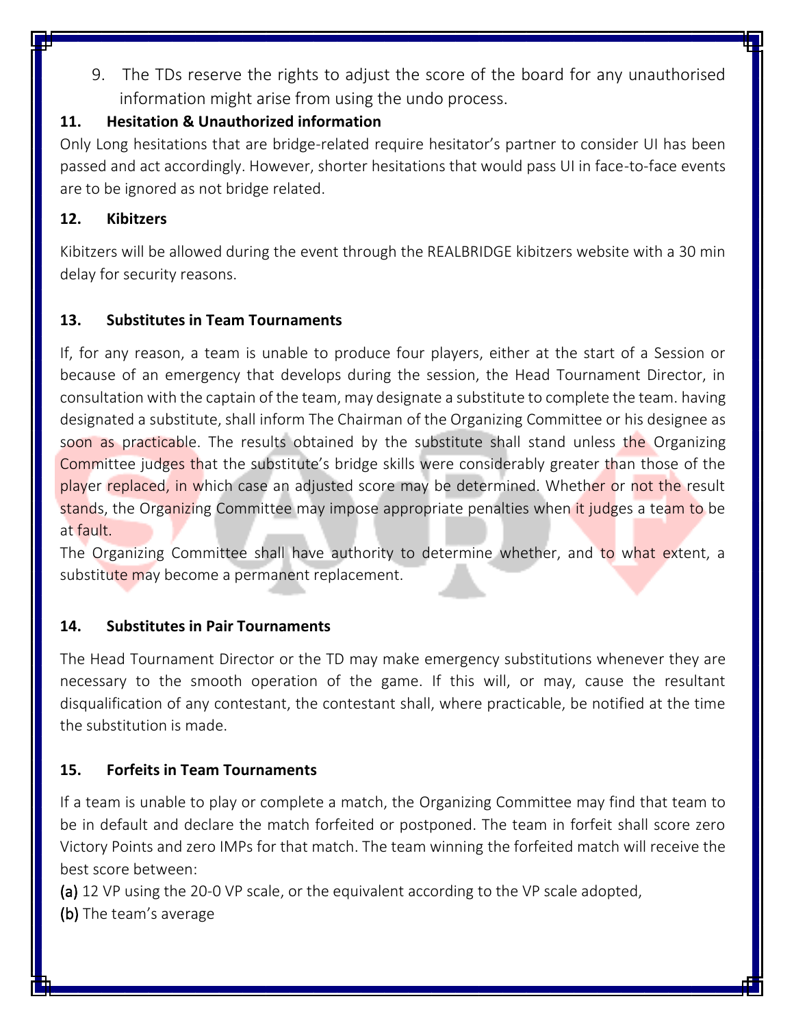9. The TDs reserve the rights to adjust the score of the board for any unauthorised information might arise from using the undo process.

### 11. Hesitation & Unauthorized information

Only Long hesitations that are bridge-related require hesitator's partner to consider UI has been passed and act accordingly. However, shorter hesitations that would pass UI in face-to-face events are to be ignored as not bridge related.

### 12. Kibitzers

Kibitzers will be allowed during the event through the REALBRIDGE kibitzers website with a 30 min delay for security reasons.

### 13. Substitutes in Team Tournaments

If, for any reason, a team is unable to produce four players, either at the start of a Session or because of an emergency that develops during the session, the Head Tournament Director, in consultation with the captain of the team, may designate a substitute to complete the team. having designated a substitute, shall inform The Chairman of the Organizing Committee or his designee as soon as practicable. The results obtained by the substitute shall stand unless the Organizing Committee judges that the substitute's bridge skills were considerably greater than those of the player replaced, in which case an adjusted score may be determined. Whether or not the result stands, the Organizing Committee may impose appropriate penalties when it judges a team to be at fault.

The Organizing Committee shall have authority to determine whether, and to what extent, a substitute may become a permanent replacement.

### 14. Substitutes in Pair Tournaments

The Head Tournament Director or the TD may make emergency substitutions whenever they are necessary to the smooth operation of the game. If this will, or may, cause the resultant disqualification of any contestant, the contestant shall, where practicable, be notified at the time the substitution is made.

### 15. Forfeits in Team Tournaments

If a team is unable to play or complete a match, the Organizing Committee may find that team to be in default and declare the match forfeited or postponed. The team in forfeit shall score zero Victory Points and zero IMPs for that match. The team winning the forfeited match will receive the best score between:

(a) 12 VP using the 20-0 VP scale, or the equivalent according to the VP scale adopted,

(b) The team's average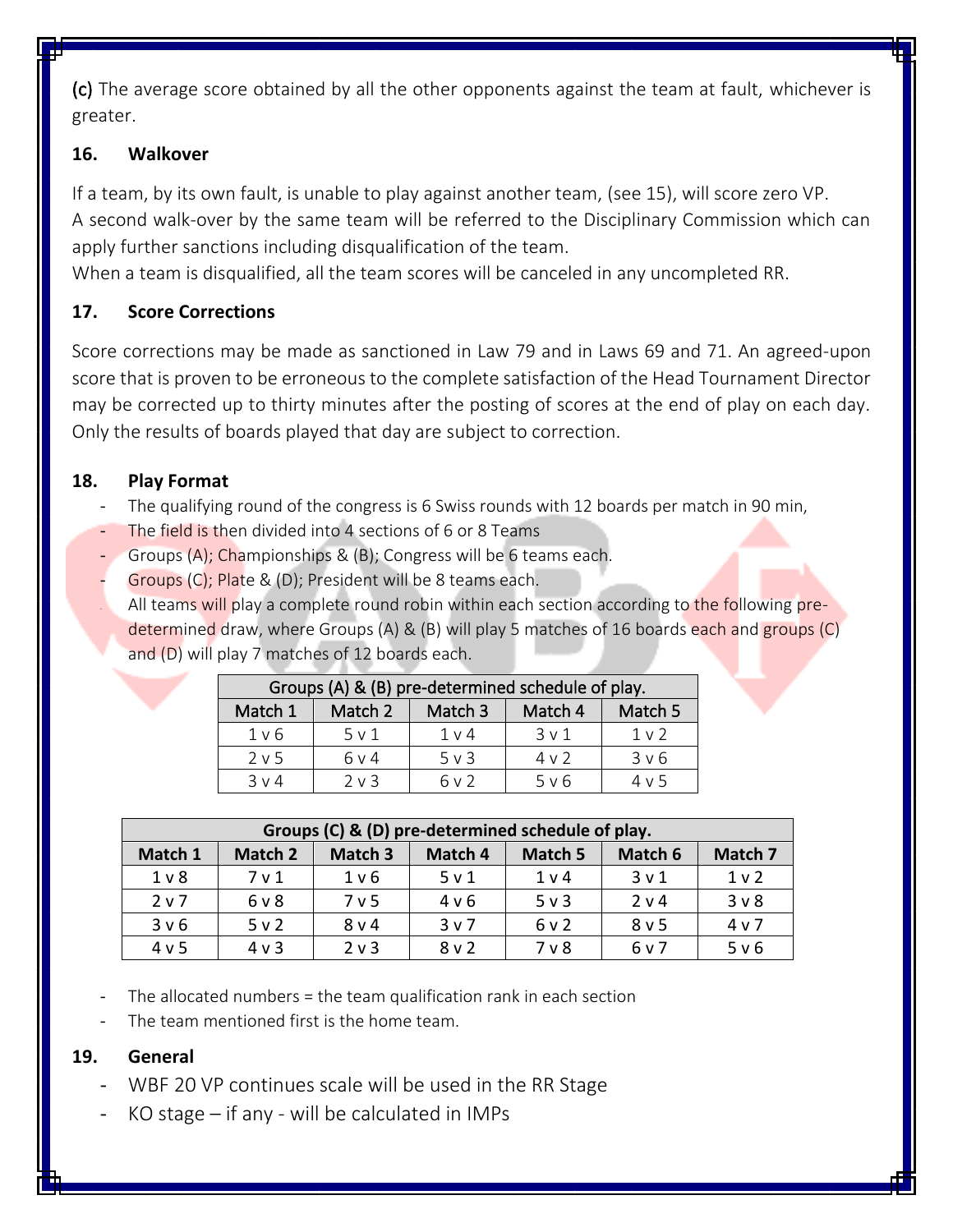(c) The average score obtained by all the other opponents against the team at fault, whichever is greater.

### 16. Walkover

If a team, by its own fault, is unable to play against another team, (see 15), will score zero VP.
A second walk-over by the same team will be referred to the Disciplinary Commission which can apply further sanctions including disqualification of the team.
When a team is disqualified, all the team scores will be canceled in any uncompleted RR.

### 17. Score Corrections

Score corrections may be made as sanctioned in Law 79 and in Laws 69 and 71. An agreed-upon score that is proven to be erroneous to the complete satisfaction of the Head Tournament Director may be corrected up to thirty minutes after the posting of scores at the end of play on each day. Only the results of boards played that day are subject to correction.

### 18. Play Format

- The qualifying round of the congress is 6 Swiss rounds with 12 boards per match in 90 min,
- The field is then divided into 4 sections of 6 or 8 Teams
- Groups (A); Championships & (B); Congress will be 6 teams each.
- Groups (C); Plate & (D); President will be 8 teams each.
- All teams will play a complete round robin within each section according to the following pre-determined draw, where Groups (A) & (B) will play 5 matches of 16 boards each and groups (C) and (D) will play 7 matches of 12 boards each.

| Groups (A) & (B) pre-determined schedule of play. | | | | |
|---|---|---|---|---|
| Match 1 | Match 2 | Match 3 | Match 4 | Match 5 |
| 1 v 6 | 5 v 1 | 1 v 4 | 3 v 1 | 1 v 2 |
| 2 v 5 | 6 v 4 | 5 v 3 | 4 v 2 | 3 v 6 |
| 3 v 4 | 2 v 3 | 6 v 2 | 5 v 6 | 4 v 5 |

| Groups (C) & (D) pre-determined schedule of play. | | | | | | |
|---|---|---|---|---|---|---|
| Match 1 | Match 2 | Match 3 | Match 4 | Match 5 | Match 6 | Match 7 |
| 1 v 8 | 7 v 1 | 1 v 6 | 5 v 1 | 1 v 4 | 3 v 1 | 1 v 2 |
| 2 v 7 | 6 v 8 | 7 v 5 | 4 v 6 | 5 v 3 | 2 v 4 | 3 v 8 |
| 3 v 6 | 5 v 2 | 8 v 4 | 3 v 7 | 6 v 2 | 8 v 5 | 4 v 7 |
| 4 v 5 | 4 v 3 | 2 v 3 | 8 v 2 | 7 v 8 | 6 v 7 | 5 v 6 |

- The allocated numbers = the team qualification rank in each section
- The team mentioned first is the home team.

### 19. General

- WBF 20 VP continues scale will be used in the RR Stage
- KO stage – if any - will be calculated in IMPs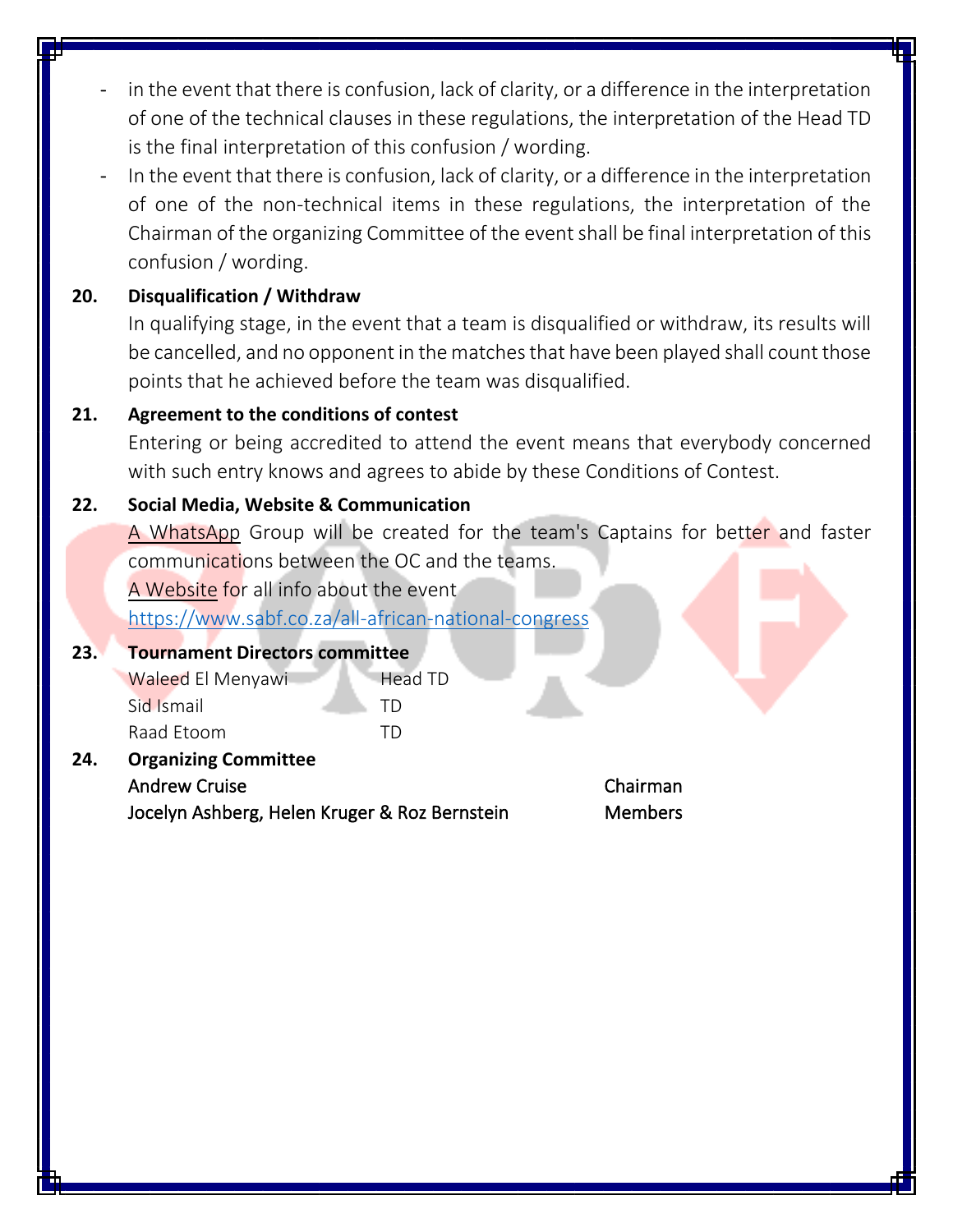- in the event that there is confusion, lack of clarity, or a difference in the interpretation of one of the technical clauses in these regulations, the interpretation of the Head TD is the final interpretation of this confusion / wording.
- In the event that there is confusion, lack of clarity, or a difference in the interpretation of one of the non-technical items in these regulations, the interpretation of the Chairman of the organizing Committee of the event shall be final interpretation of this confusion / wording.

**20. Disqualification / Withdraw**

In qualifying stage, in the event that a team is disqualified or withdraw, its results will be cancelled, and no opponent in the matches that have been played shall count those points that he achieved before the team was disqualified.

**21. Agreement to the conditions of contest**

Entering or being accredited to attend the event means that everybody concerned with such entry knows and agrees to abide by these Conditions of Contest.

**22. Social Media, Website & Communication**

A WhatsApp Group will be created for the team's Captains for better and faster communications between the OC and the teams.

A Website for all info about the event

https://www.sabf.co.za/all-african-national-congress

**23. Tournament Directors committee**

| | |
|---|---|
| Waleed El Menyawi | Head TD |
| Sid Ismail | TD |
| Raad Etoom | TD |

**24. Organizing Committee**

| | |
|---|---|
| Andrew Cruise | Chairman |
| Jocelyn Ashberg, Helen Kruger & Roz Bernstein | Members |